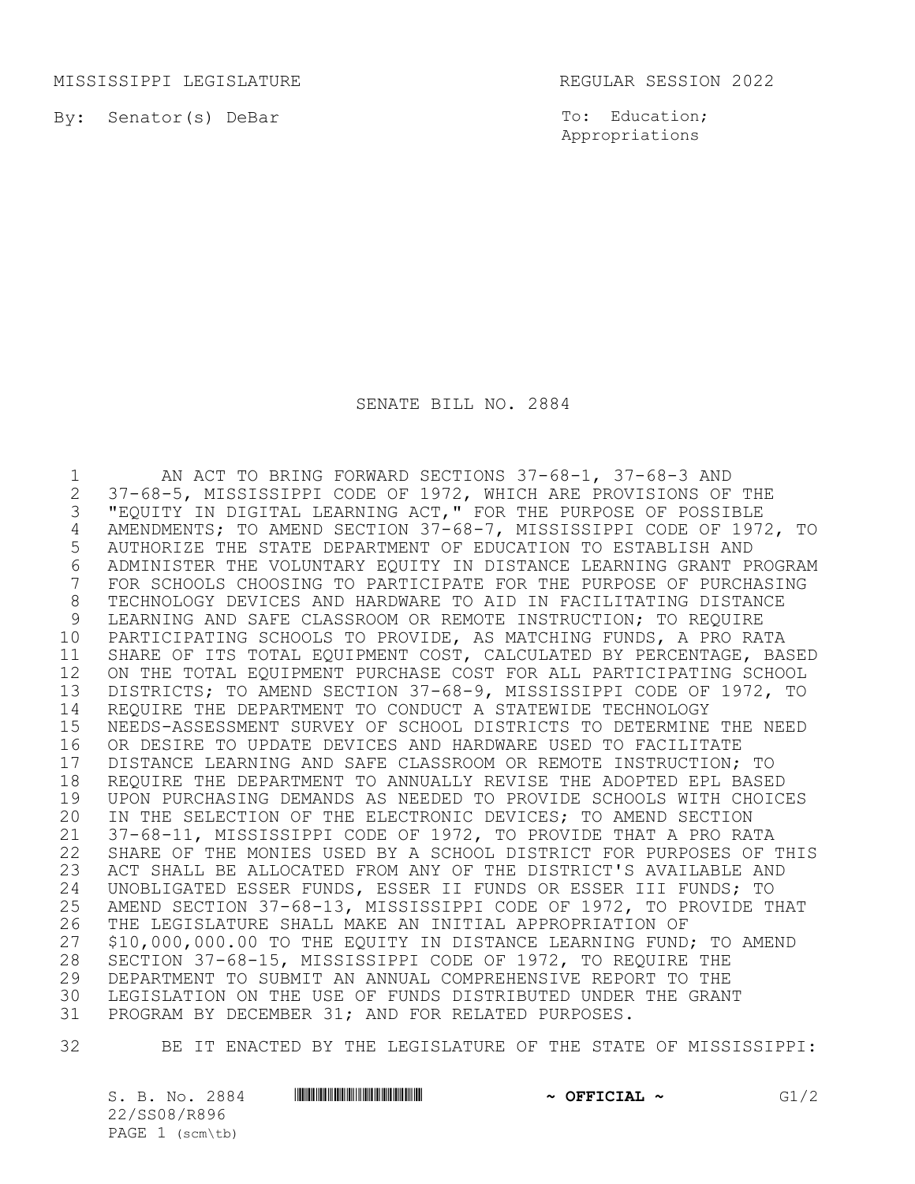MISSISSIPPI LEGISLATURE REGULAR SESSION 2022

By: Senator(s) DeBar

To: Education; Appropriations

# SENATE BILL NO. 2884

AN ACT TO BRING FORWARD SECTIONS 37-68-1, 37-68-3 AND 37-68-5, MISSISSIPPI CODE OF 1972, WHICH ARE PROVISIONS OF THE "EQUITY IN DIGITAL LEARNING ACT," FOR THE PURPOSE OF POSSIBLE AMENDMENTS; TO AMEND SECTION 37-68-7, MISSISSIPPI CODE OF 1972, TO AUTHORIZE THE STATE DEPARTMENT OF EDUCATION TO ESTABLISH AND ADMINISTER THE VOLUNTARY EQUITY IN DISTANCE LEARNING GRANT PROGRAM FOR SCHOOLS CHOOSING TO PARTICIPATE FOR THE PURPOSE OF PURCHASING TECHNOLOGY DEVICES AND HARDWARE TO AID IN FACILITATING DISTANCE LEARNING AND SAFE CLASSROOM OR REMOTE INSTRUCTION; TO REQUIRE PARTICIPATING SCHOOLS TO PROVIDE, AS MATCHING FUNDS, A PRO RATA SHARE OF ITS TOTAL EQUIPMENT COST, CALCULATED BY PERCENTAGE, BASED ON THE TOTAL EQUIPMENT PURCHASE COST FOR ALL PARTICIPATING SCHOOL DISTRICTS; TO AMEND SECTION 37-68-9, MISSISSIPPI CODE OF 1972, TO REQUIRE THE DEPARTMENT TO CONDUCT A STATEWIDE TECHNOLOGY NEEDS-ASSESSMENT SURVEY OF SCHOOL DISTRICTS TO DETERMINE THE NEED OR DESIRE TO UPDATE DEVICES AND HARDWARE USED TO FACILITATE DISTANCE LEARNING AND SAFE CLASSROOM OR REMOTE INSTRUCTION; TO REQUIRE THE DEPARTMENT TO ANNUALLY REVISE THE ADOPTED EPL BASED UPON PURCHASING DEMANDS AS NEEDED TO PROVIDE SCHOOLS WITH CHOICES IN THE SELECTION OF THE ELECTRONIC DEVICES; TO AMEND SECTION 37-68-11, MISSISSIPPI CODE OF 1972, TO PROVIDE THAT A PRO RATA SHARE OF THE MONIES USED BY A SCHOOL DISTRICT FOR PURPOSES OF THIS ACT SHALL BE ALLOCATED FROM ANY OF THE DISTRICT'S AVAILABLE AND UNOBLIGATED ESSER FUNDS, ESSER II FUNDS OR ESSER III FUNDS; TO AMEND SECTION 37-68-13, MISSISSIPPI CODE OF 1972, TO PROVIDE THAT THE LEGISLATURE SHALL MAKE AN INITIAL APPROPRIATION OF $10,000,000.00 TO THE EQUITY IN DISTANCE LEARNING FUND; TO AMEND SECTION 37-68-15, MISSISSIPPI CODE OF 1972, TO REQUIRE THE DEPARTMENT TO SUBMIT AN ANNUAL COMPREHENSIVE REPORT TO THE LEGISLATION ON THE USE OF FUNDS DISTRIBUTED UNDER THE GRANT PROGRAM BY DECEMBER 31; AND FOR RELATED PURPOSES.

BE IT ENACTED BY THE LEGISLATURE OF THE STATE OF MISSISSIPPI: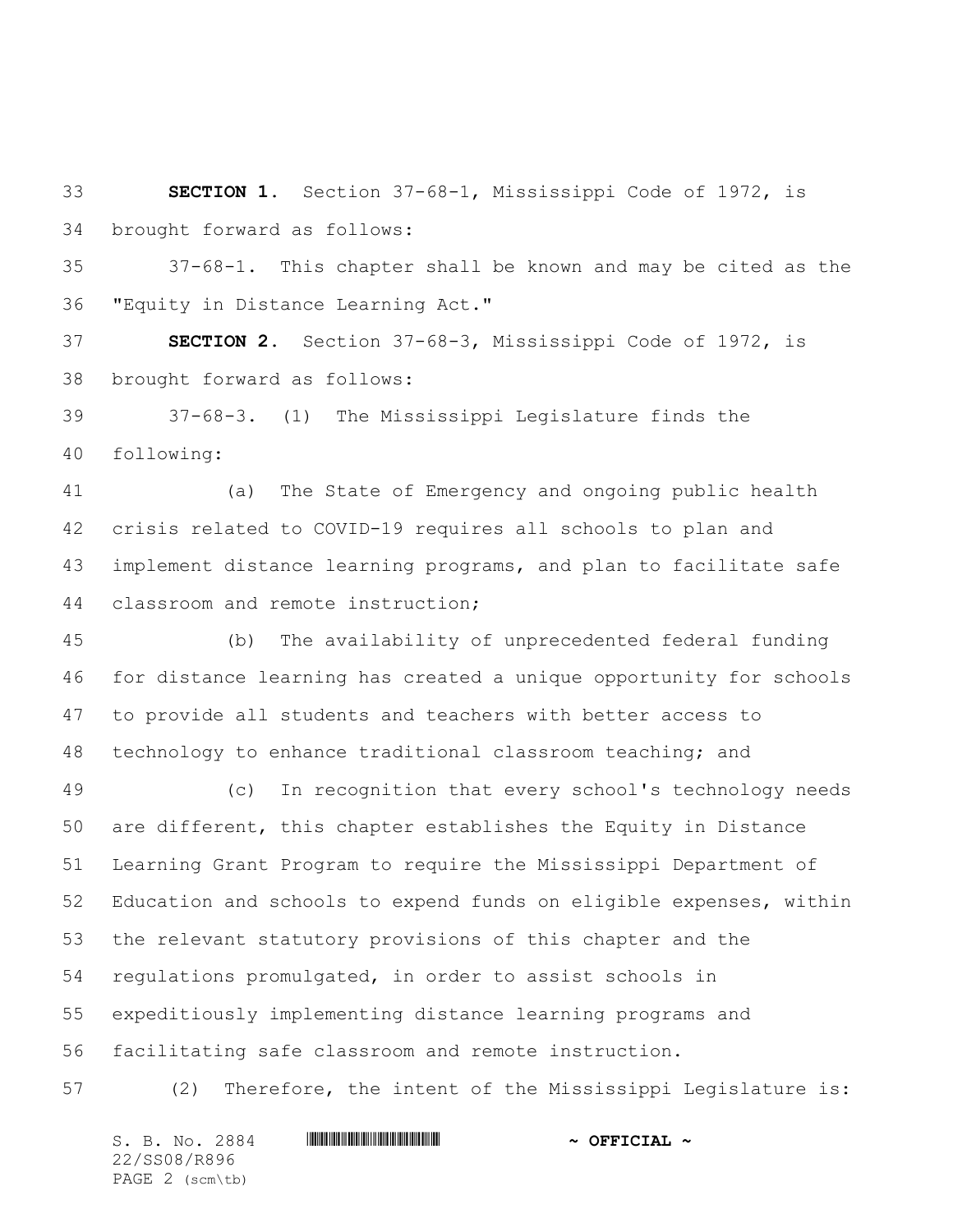**SECTION 1.** Section 37-68-1, Mississippi Code of 1972, is brought forward as follows:

37-68-1. This chapter shall be known and may be cited as the "Equity in Distance Learning Act."

**SECTION 2.** Section 37-68-3, Mississippi Code of 1972, is brought forward as follows:

37-68-3. (1) The Mississippi Legislature finds the following:

(a) The State of Emergency and ongoing public health crisis related to COVID-19 requires all schools to plan and implement distance learning programs, and plan to facilitate safe classroom and remote instruction;

(b) The availability of unprecedented federal funding for distance learning has created a unique opportunity for schools to provide all students and teachers with better access to technology to enhance traditional classroom teaching; and

(c) In recognition that every school's technology needs are different, this chapter establishes the Equity in Distance Learning Grant Program to require the Mississippi Department of Education and schools to expend funds on eligible expenses, within the relevant statutory provisions of this chapter and the regulations promulgated, in order to assist schools in expeditiously implementing distance learning programs and facilitating safe classroom and remote instruction.

(2) Therefore, the intent of the Mississippi Legislature is: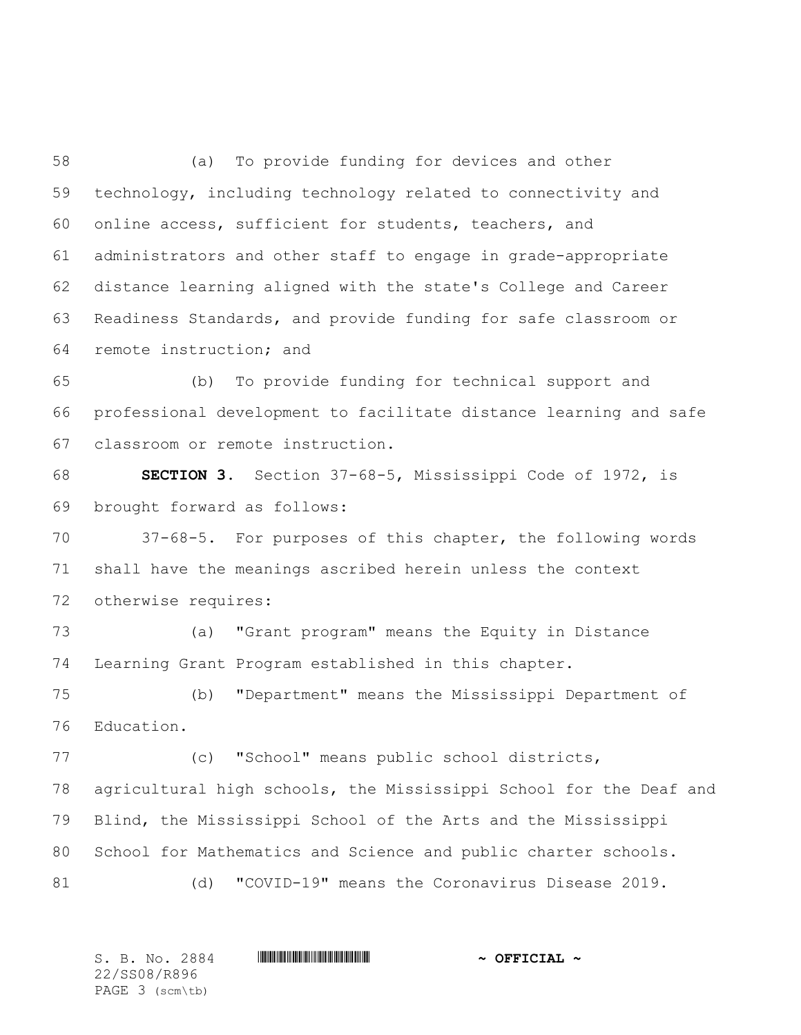(a) To provide funding for devices and other technology, including technology related to connectivity and online access, sufficient for students, teachers, and administrators and other staff to engage in grade-appropriate distance learning aligned with the state's College and Career Readiness Standards, and provide funding for safe classroom or remote instruction; and

(b) To provide funding for technical support and professional development to facilitate distance learning and safe classroom or remote instruction.

**SECTION 3.** Section 37-68-5, Mississippi Code of 1972, is brought forward as follows:

37-68-5. For purposes of this chapter, the following words shall have the meanings ascribed herein unless the context otherwise requires:

(a) "Grant program" means the Equity in Distance Learning Grant Program established in this chapter.

(b) "Department" means the Mississippi Department of Education.

(c) "School" means public school districts, agricultural high schools, the Mississippi School for the Deaf and Blind, the Mississippi School of the Arts and the Mississippi School for Mathematics and Science and public charter schools.

(d) "COVID-19" means the Coronavirus Disease 2019.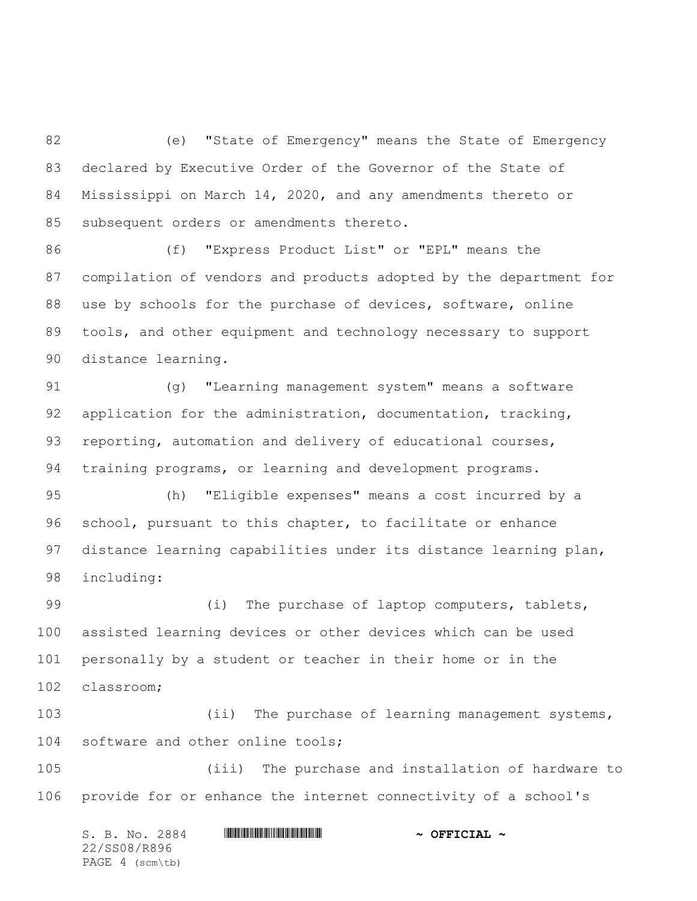(e) "State of Emergency" means the State of Emergency declared by Executive Order of the Governor of the State of Mississippi on March 14, 2020, and any amendments thereto or subsequent orders or amendments thereto.

(f) "Express Product List" or "EPL" means the compilation of vendors and products adopted by the department for use by schools for the purchase of devices, software, online tools, and other equipment and technology necessary to support distance learning.

(g) "Learning management system" means a software application for the administration, documentation, tracking, reporting, automation and delivery of educational courses, training programs, or learning and development programs.

(h) "Eligible expenses" means a cost incurred by a school, pursuant to this chapter, to facilitate or enhance distance learning capabilities under its distance learning plan, including:

(i) The purchase of laptop computers, tablets, assisted learning devices or other devices which can be used personally by a student or teacher in their home or in the classroom;

(ii) The purchase of learning management systems, software and other online tools;

(iii) The purchase and installation of hardware to provide for or enhance the internet connectivity of a school's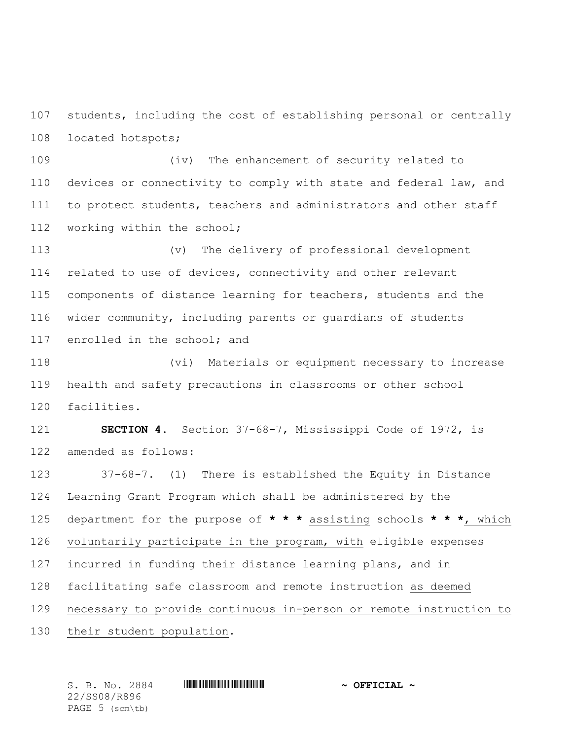students, including the cost of establishing personal or centrally located hotspots;

(iv) The enhancement of security related to devices or connectivity to comply with state and federal law, and to protect students, teachers and administrators and other staff working within the school;

(v) The delivery of professional development related to use of devices, connectivity and other relevant components of distance learning for teachers, students and the wider community, including parents or guardians of students enrolled in the school; and

(vi) Materials or equipment necessary to increase health and safety precautions in classrooms or other school facilities.

**SECTION 4.** Section 37-68-7, Mississippi Code of 1972, is amended as follows:

37-68-7. (1) There is established the Equity in Distance Learning Grant Program which shall be administered by the department for the purpose of **\* \* \*** assisting schools **\* \* \***, which voluntarily participate in the program, with eligible expenses incurred in funding their distance learning plans, and in facilitating safe classroom and remote instruction as deemed necessary to provide continuous in-person or remote instruction to their student population.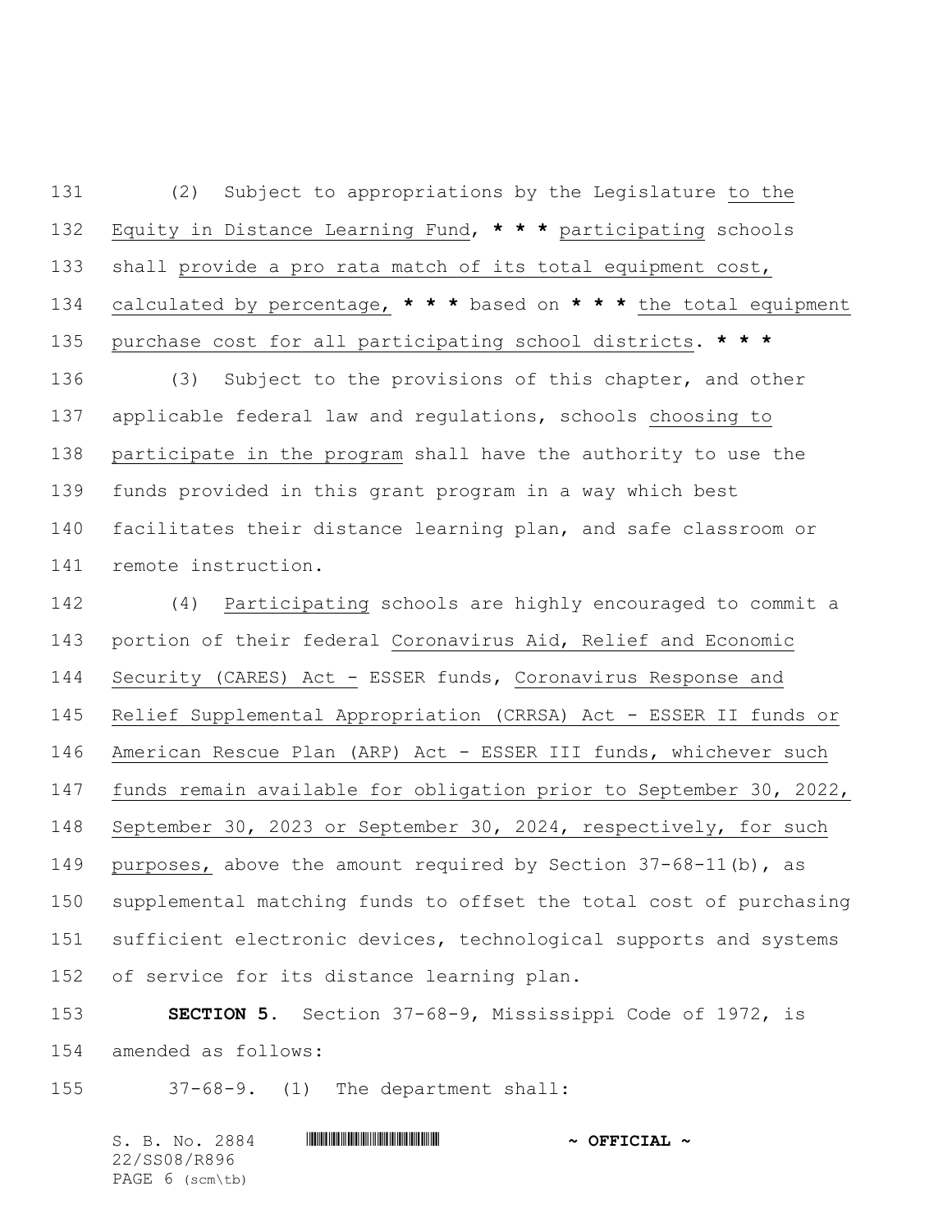(2) Subject to appropriations by the Legislature to the Equity in Distance Learning Fund, **\* \* \*** participating schools shall provide a pro rata match of its total equipment cost, calculated by percentage, **\* \* \*** based on **\* \* \*** the total equipment purchase cost for all participating school districts. **\* \* \***

(3) Subject to the provisions of this chapter, and other applicable federal law and regulations, schools choosing to participate in the program shall have the authority to use the funds provided in this grant program in a way which best facilitates their distance learning plan, and safe classroom or remote instruction.

(4) Participating schools are highly encouraged to commit a portion of their federal Coronavirus Aid, Relief and Economic Security (CARES) Act - ESSER funds, Coronavirus Response and Relief Supplemental Appropriation (CRRSA) Act - ESSER II funds or American Rescue Plan (ARP) Act - ESSER III funds, whichever such funds remain available for obligation prior to September 30, 2022, September 30, 2023 or September 30, 2024, respectively, for such purposes, above the amount required by Section 37-68-11(b), as supplemental matching funds to offset the total cost of purchasing sufficient electronic devices, technological supports and systems of service for its distance learning plan.

**SECTION 5.** Section 37-68-9, Mississippi Code of 1972, is amended as follows:

37-68-9. (1) The department shall: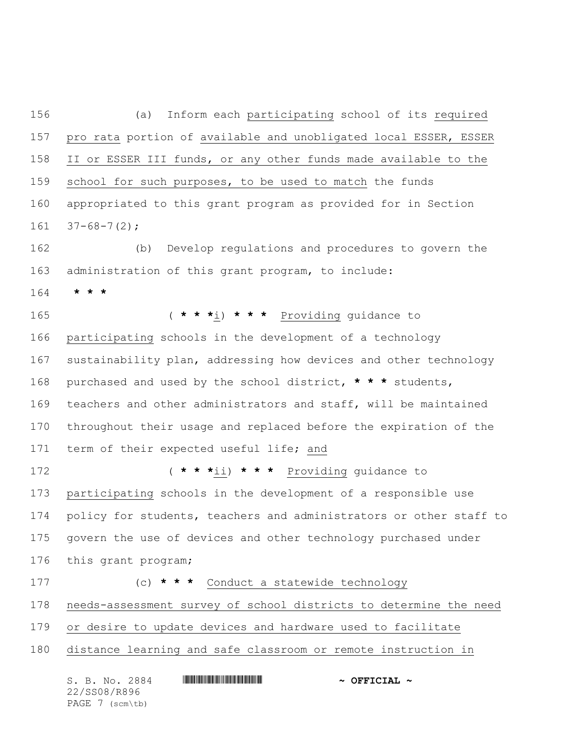(a) Inform each participating school of its required pro rata portion of available and unobligated local ESSER, ESSER II or ESSER III funds, or any other funds made available to the school for such purposes, to be used to match the funds appropriated to this grant program as provided for in Section 37-68-7(2);

(b) Develop regulations and procedures to govern the administration of this grant program, to include:

**\* \* \***

( **\* \* \***i) **\* \* \*** Providing guidance to participating schools in the development of a technology sustainability plan, addressing how devices and other technology purchased and used by the school district, **\* \* \*** students, teachers and other administrators and staff, will be maintained throughout their usage and replaced before the expiration of the term of their expected useful life; and

( **\* \* \***ii) **\* \* \*** Providing guidance to participating schools in the development of a responsible use policy for students, teachers and administrators or other staff to govern the use of devices and other technology purchased under this grant program;

(c) **\* \* \*** Conduct a statewide technology needs-assessment survey of school districts to determine the need or desire to update devices and hardware used to facilitate distance learning and safe classroom or remote instruction in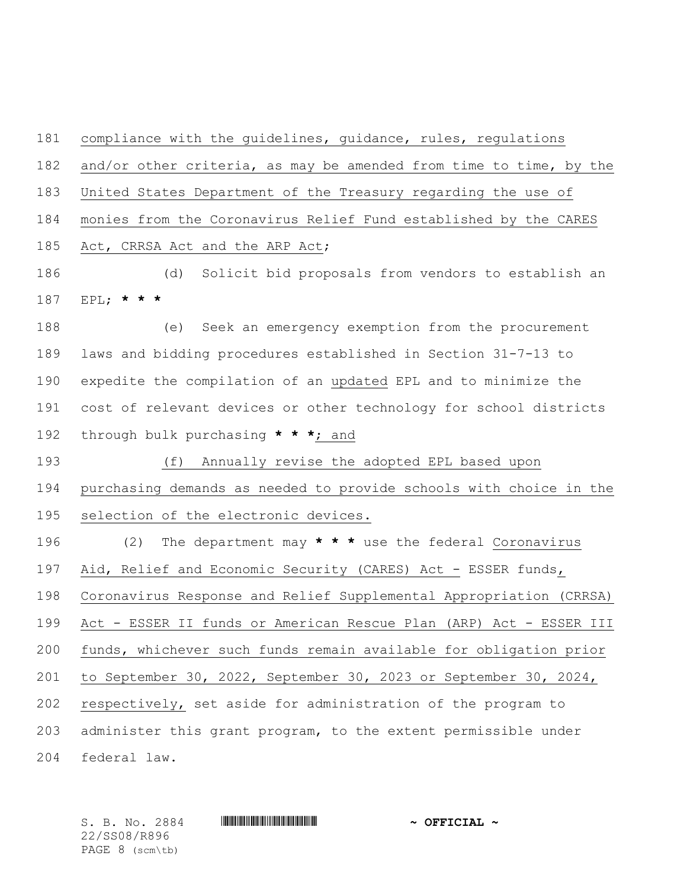181 compliance with the guidelines, guidance, rules, regulations

182 and/or other criteria, as may be amended from time to time, by the

183 United States Department of the Treasury regarding the use of

184 monies from the Coronavirus Relief Fund established by the CARES

185 Act, CRRSA Act and the ARP Act;

186 (d) Solicit bid proposals from vendors to establish an

187 EPL; **\* \* \***

188 (e) Seek an emergency exemption from the procurement

189 laws and bidding procedures established in Section 31-7-13 to

190 expedite the compilation of an updated EPL and to minimize the

191 cost of relevant devices or other technology for school districts

192 through bulk purchasing **\* \* \***; and

193 (f) Annually revise the adopted EPL based upon

194 purchasing demands as needed to provide schools with choice in the

195 selection of the electronic devices.

196 (2) The department may **\* \* \*** use the federal Coronavirus

197 Aid, Relief and Economic Security (CARES) Act - ESSER funds,

198 Coronavirus Response and Relief Supplemental Appropriation (CRRSA)

199 Act - ESSER II funds or American Rescue Plan (ARP) Act - ESSER III

200 funds, whichever such funds remain available for obligation prior

201 to September 30, 2022, September 30, 2023 or September 30, 2024,

202 respectively, set aside for administration of the program to

203 administer this grant program, to the extent permissible under

204 federal law.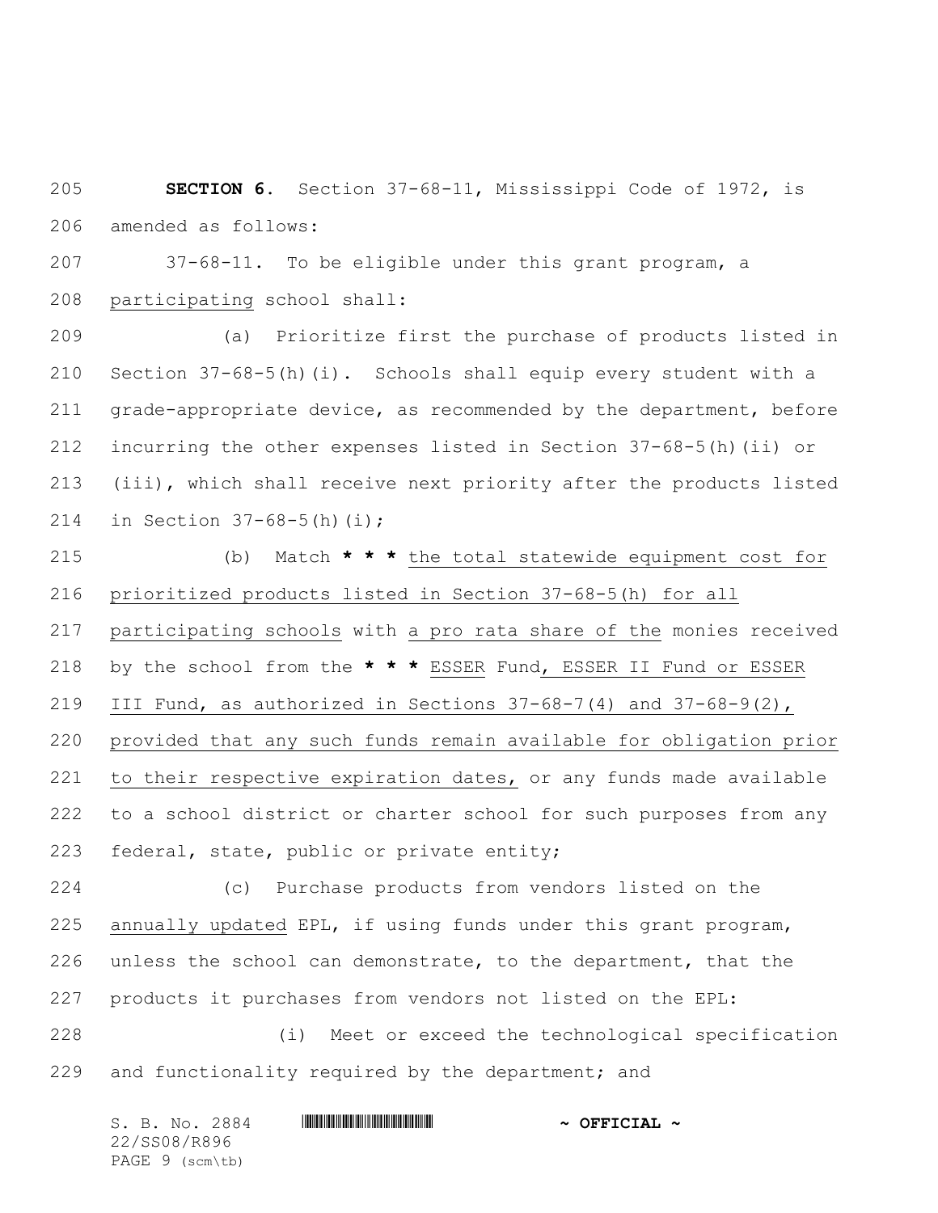**SECTION 6.** Section 37-68-11, Mississippi Code of 1972, is amended as follows:

37-68-11. To be eligible under this grant program, a participating school shall:

(a) Prioritize first the purchase of products listed in Section 37-68-5(h)(i). Schools shall equip every student with a grade-appropriate device, as recommended by the department, before incurring the other expenses listed in Section 37-68-5(h)(ii) or (iii), which shall receive next priority after the products listed in Section 37-68-5(h)(i);

(b) Match *** the total statewide equipment cost for prioritized products listed in Section 37-68-5(h) for all participating schools with a pro rata share of the monies received by the school from the *** ESSER Fund, ESSER II Fund or ESSER III Fund, as authorized in Sections 37-68-7(4) and 37-68-9(2), provided that any such funds remain available for obligation prior to their respective expiration dates, or any funds made available to a school district or charter school for such purposes from any federal, state, public or private entity;

(c) Purchase products from vendors listed on the annually updated EPL, if using funds under this grant program, unless the school can demonstrate, to the department, that the products it purchases from vendors not listed on the EPL:

(i) Meet or exceed the technological specification and functionality required by the department; and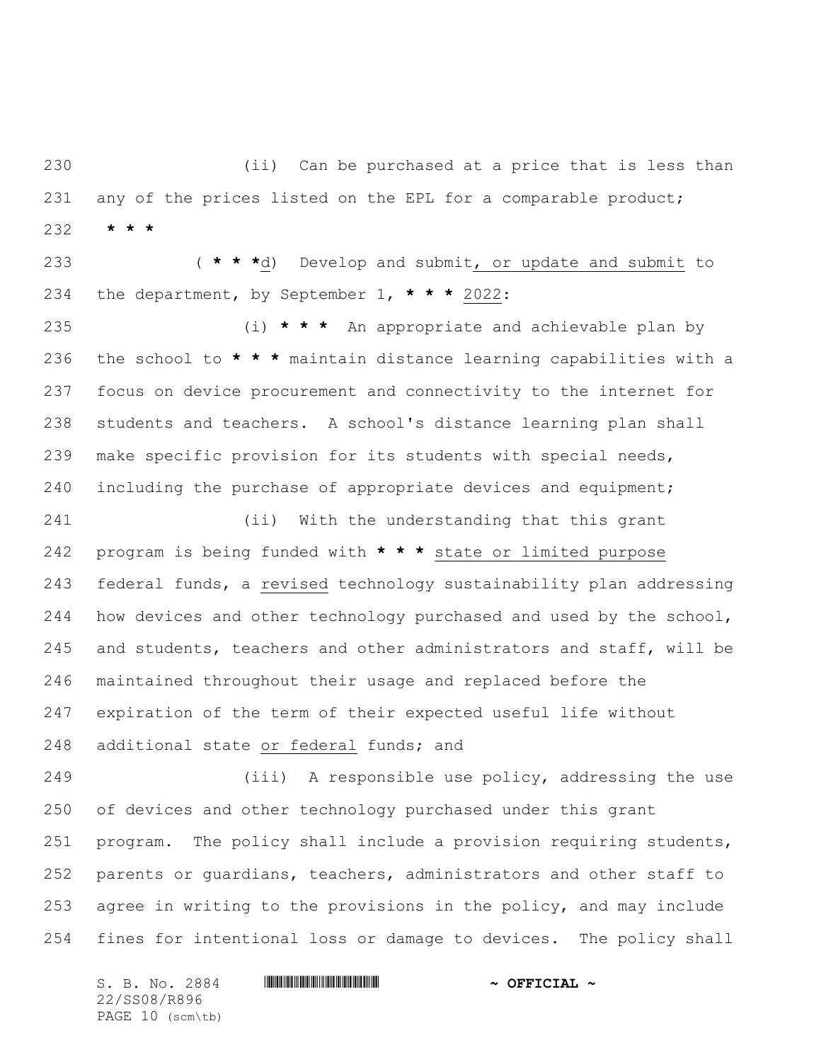(ii) Can be purchased at a price that is less than any of the prices listed on the EPL for a comparable product;

**\* \* \***

( **\* \* \***d) Develop and submit, or update and submit to the department, by September 1, **\* \* \*** 2022:

(i) **\* \* \*** An appropriate and achievable plan by the school to **\* \* \*** maintain distance learning capabilities with a focus on device procurement and connectivity to the internet for students and teachers. A school's distance learning plan shall make specific provision for its students with special needs, including the purchase of appropriate devices and equipment;

(ii) With the understanding that this grant program is being funded with **\* \* \*** state or limited purpose federal funds, a revised technology sustainability plan addressing how devices and other technology purchased and used by the school, and students, teachers and other administrators and staff, will be maintained throughout their usage and replaced before the expiration of the term of their expected useful life without additional state or federal funds; and

(iii) A responsible use policy, addressing the use of devices and other technology purchased under this grant program. The policy shall include a provision requiring students, parents or guardians, teachers, administrators and other staff to agree in writing to the provisions in the policy, and may include fines for intentional loss or damage to devices. The policy shall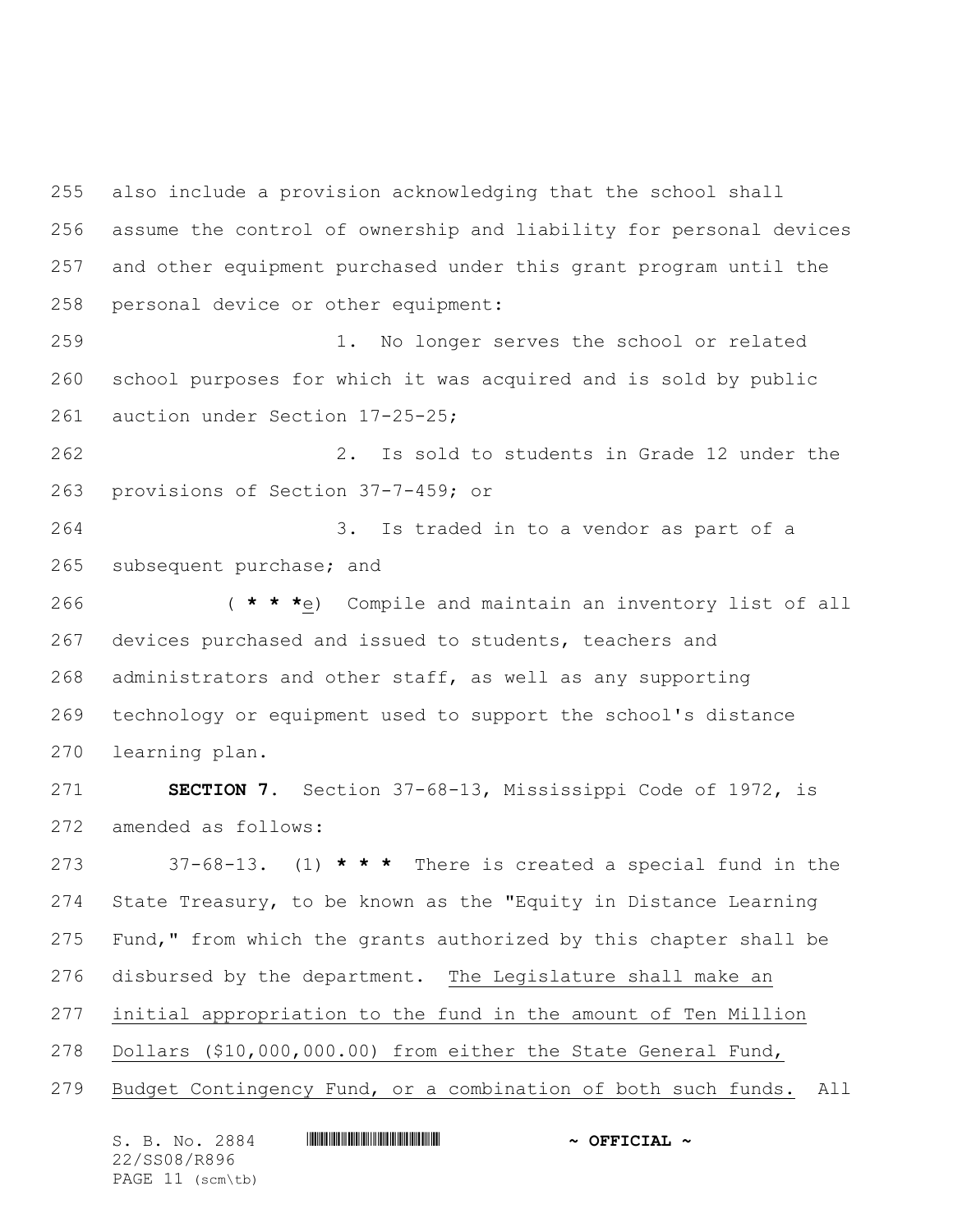also include a provision acknowledging that the school shall assume the control of ownership and liability for personal devices and other equipment purchased under this grant program until the personal device or other equipment:

1. No longer serves the school or related school purposes for which it was acquired and is sold by public auction under Section 17-25-25;

2. Is sold to students in Grade 12 under the provisions of Section 37-7-459; or

3. Is traded in to a vendor as part of a subsequent purchase; and

( *** e) Compile and maintain an inventory list of all devices purchased and issued to students, teachers and administrators and other staff, as well as any supporting technology or equipment used to support the school's distance learning plan.

**SECTION 7.** Section 37-68-13, Mississippi Code of 1972, is amended as follows:

37-68-13. (1) *** There is created a special fund in the State Treasury, to be known as the "Equity in Distance Learning Fund," from which the grants authorized by this chapter shall be disbursed by the department. The Legislature shall make an initial appropriation to the fund in the amount of Ten Million Dollars ($10,000,000.00) from either the State General Fund, Budget Contingency Fund, or a combination of both such funds. All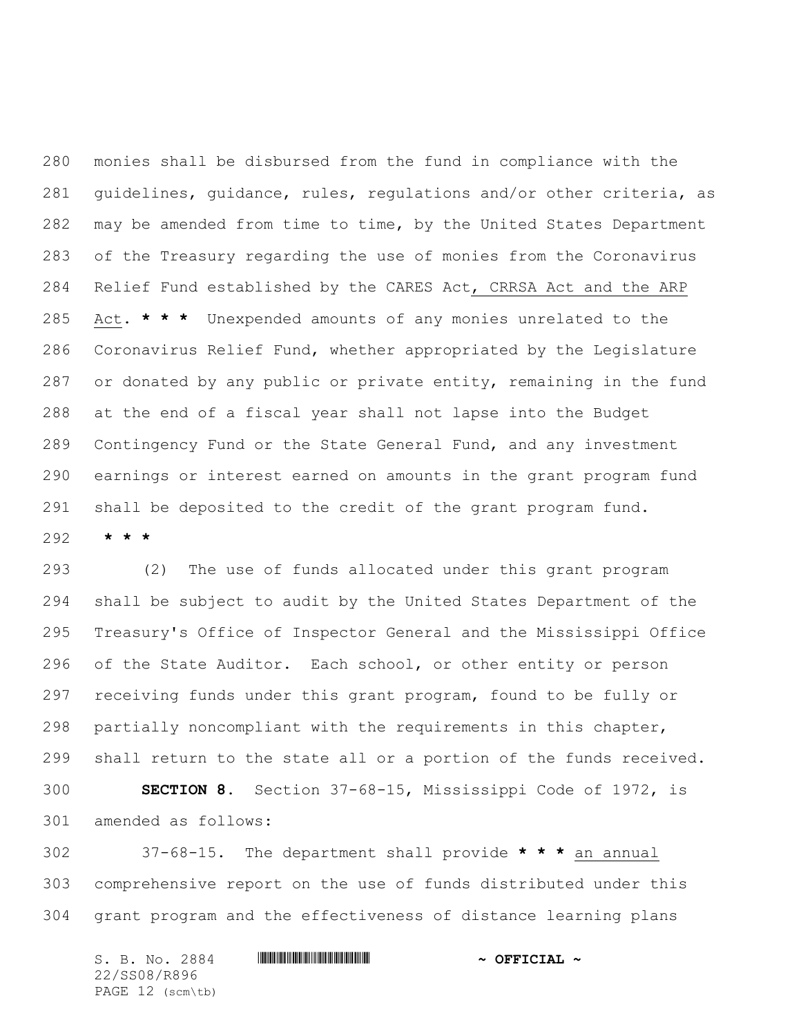monies shall be disbursed from the fund in compliance with the guidelines, guidance, rules, regulations and/or other criteria, as may be amended from time to time, by the United States Department of the Treasury regarding the use of monies from the Coronavirus Relief Fund established by the CARES Act, CRRSA Act and the ARP Act. *** Unexpended amounts of any monies unrelated to the Coronavirus Relief Fund, whether appropriated by the Legislature or donated by any public or private entity, remaining in the fund at the end of a fiscal year shall not lapse into the Budget Contingency Fund or the State General Fund, and any investment earnings or interest earned on amounts in the grant program fund shall be deposited to the credit of the grant program fund.

***

(2) The use of funds allocated under this grant program shall be subject to audit by the United States Department of the Treasury's Office of Inspector General and the Mississippi Office of the State Auditor. Each school, or other entity or person receiving funds under this grant program, found to be fully or partially noncompliant with the requirements in this chapter, shall return to the state all or a portion of the funds received.

**SECTION 8.** Section 37-68-15, Mississippi Code of 1972, is amended as follows:

37-68-15. The department shall provide *** an annual comprehensive report on the use of funds distributed under this grant program and the effectiveness of distance learning plans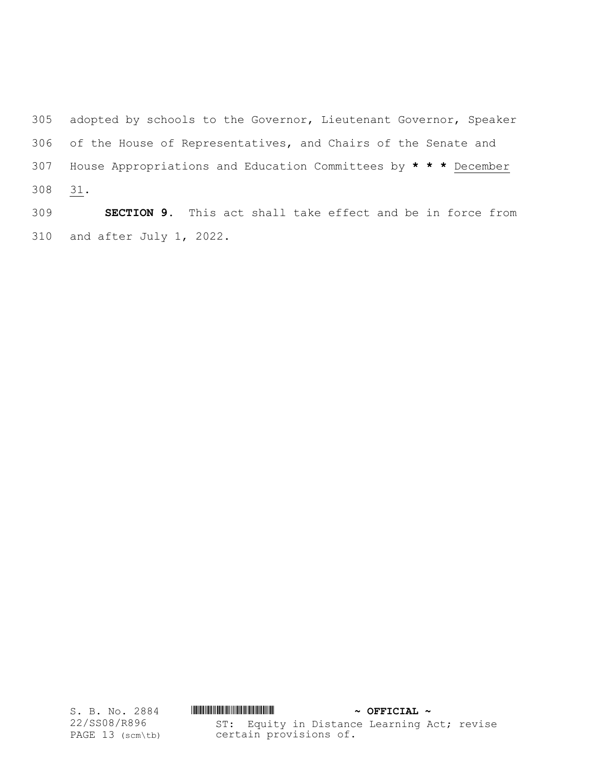305 adopted by schools to the Governor, Lieutenant Governor, Speaker
306 of the House of Representatives, and Chairs of the Senate and
307 House Appropriations and Education Committees by *** December
308 31.

309 **SECTION 9.** This act shall take effect and be in force from
310 and after July 1, 2022.